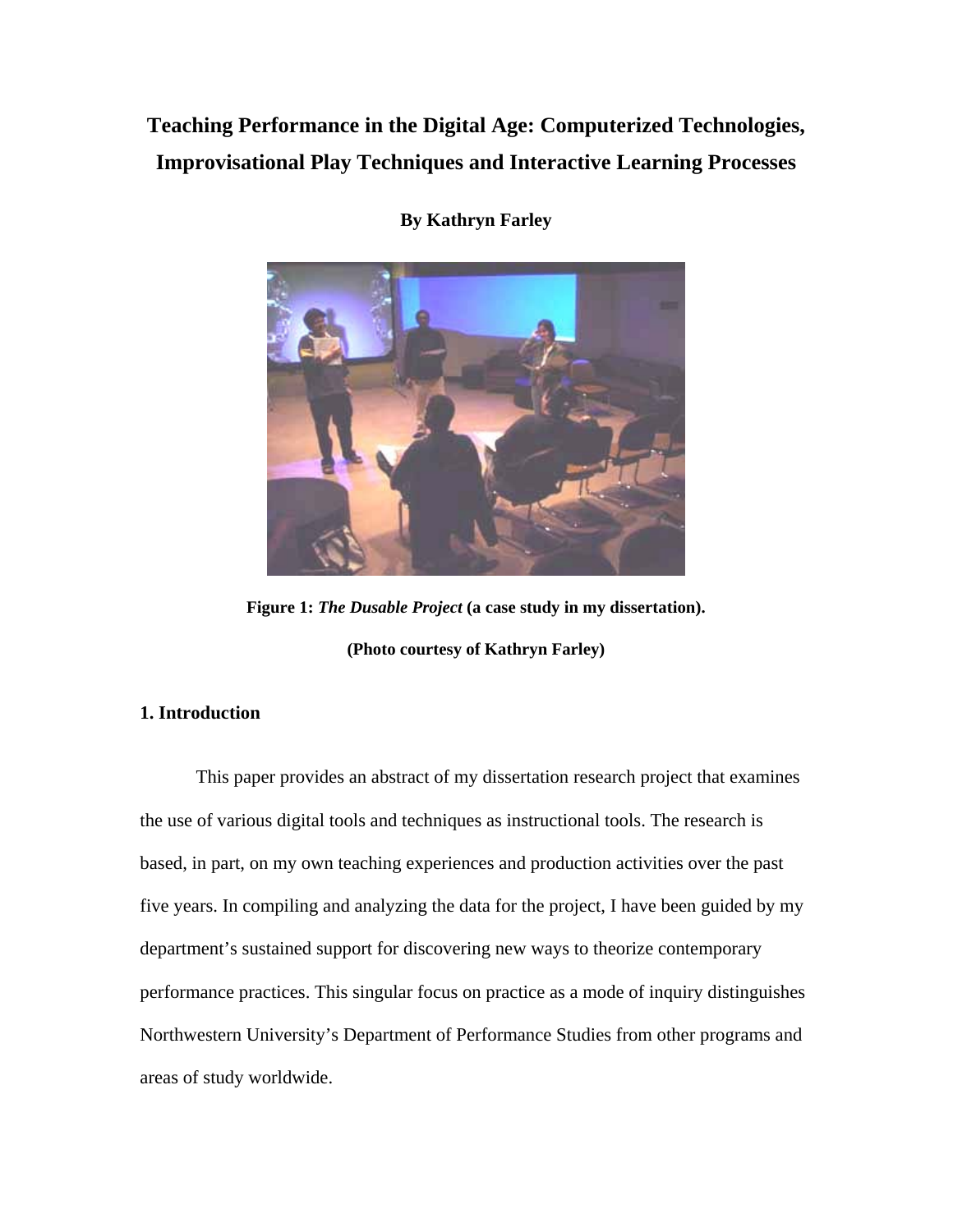# Teaching Performance in the Digital Age: Computerized Technologies, Improvisational Play Techniques and Interactive Learning Processes

**By Kathryn Farley**

**Figure 1:** ***The Dusable Project*** **(a case study in my dissertation).**

**(Photo courtesy of Kathryn Farley)**

## 1. Introduction

This paper provides an abstract of my dissertation research project that examines the use of various digital tools and techniques as instructional tools. The research is based, in part, on my own teaching experiences and production activities over the past five years. In compiling and analyzing the data for the project, I have been guided by my department's sustained support for discovering new ways to theorize contemporary performance practices. This singular focus on practice as a mode of inquiry distinguishes Northwestern University's Department of Performance Studies from other programs and areas of study worldwide.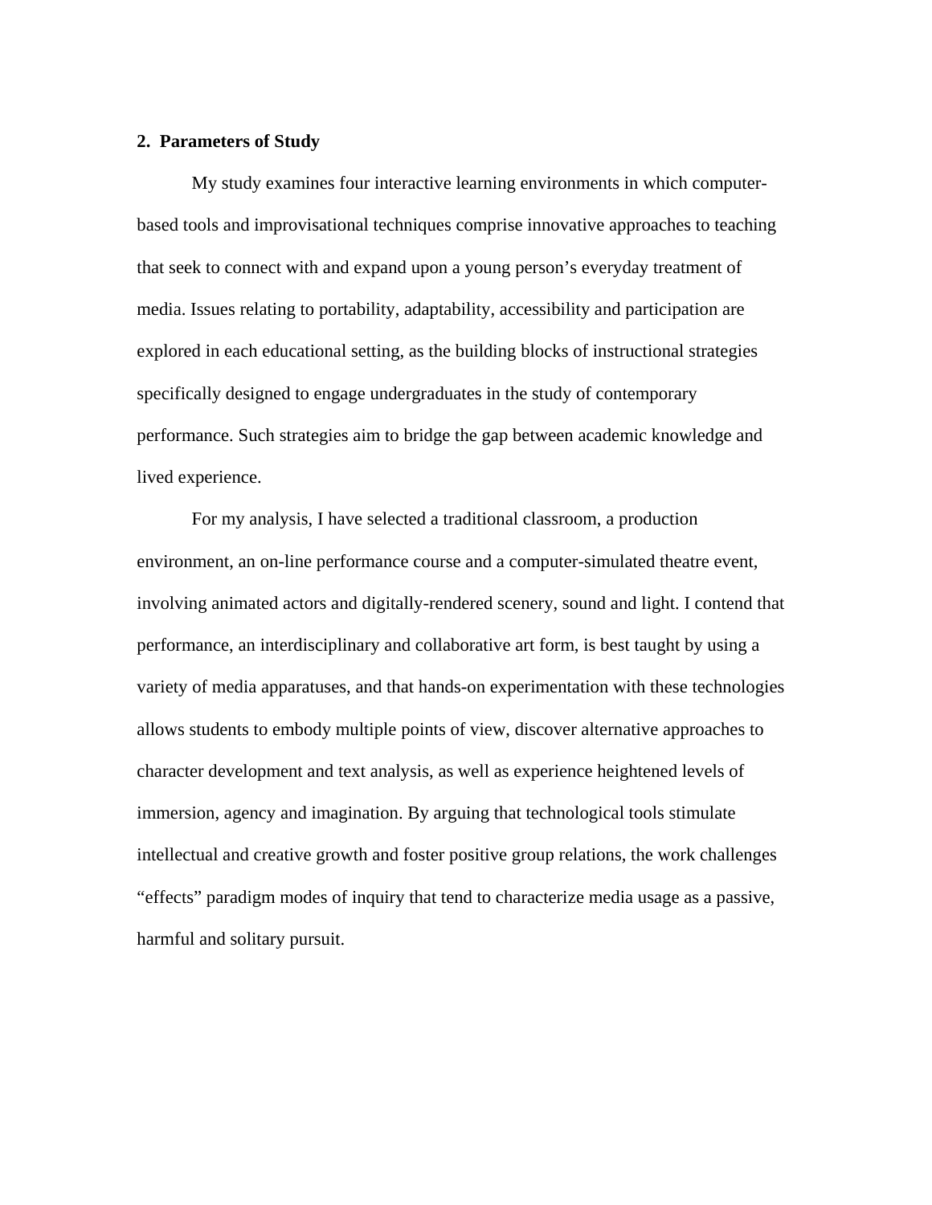## 2. Parameters of Study

My study examines four interactive learning environments in which computer-based tools and improvisational techniques comprise innovative approaches to teaching that seek to connect with and expand upon a young person's everyday treatment of media. Issues relating to portability, adaptability, accessibility and participation are explored in each educational setting, as the building blocks of instructional strategies specifically designed to engage undergraduates in the study of contemporary performance. Such strategies aim to bridge the gap between academic knowledge and lived experience.

For my analysis, I have selected a traditional classroom, a production environment, an on-line performance course and a computer-simulated theatre event, involving animated actors and digitally-rendered scenery, sound and light. I contend that performance, an interdisciplinary and collaborative art form, is best taught by using a variety of media apparatuses, and that hands-on experimentation with these technologies allows students to embody multiple points of view, discover alternative approaches to character development and text analysis, as well as experience heightened levels of immersion, agency and imagination. By arguing that technological tools stimulate intellectual and creative growth and foster positive group relations, the work challenges "effects" paradigm modes of inquiry that tend to characterize media usage as a passive, harmful and solitary pursuit.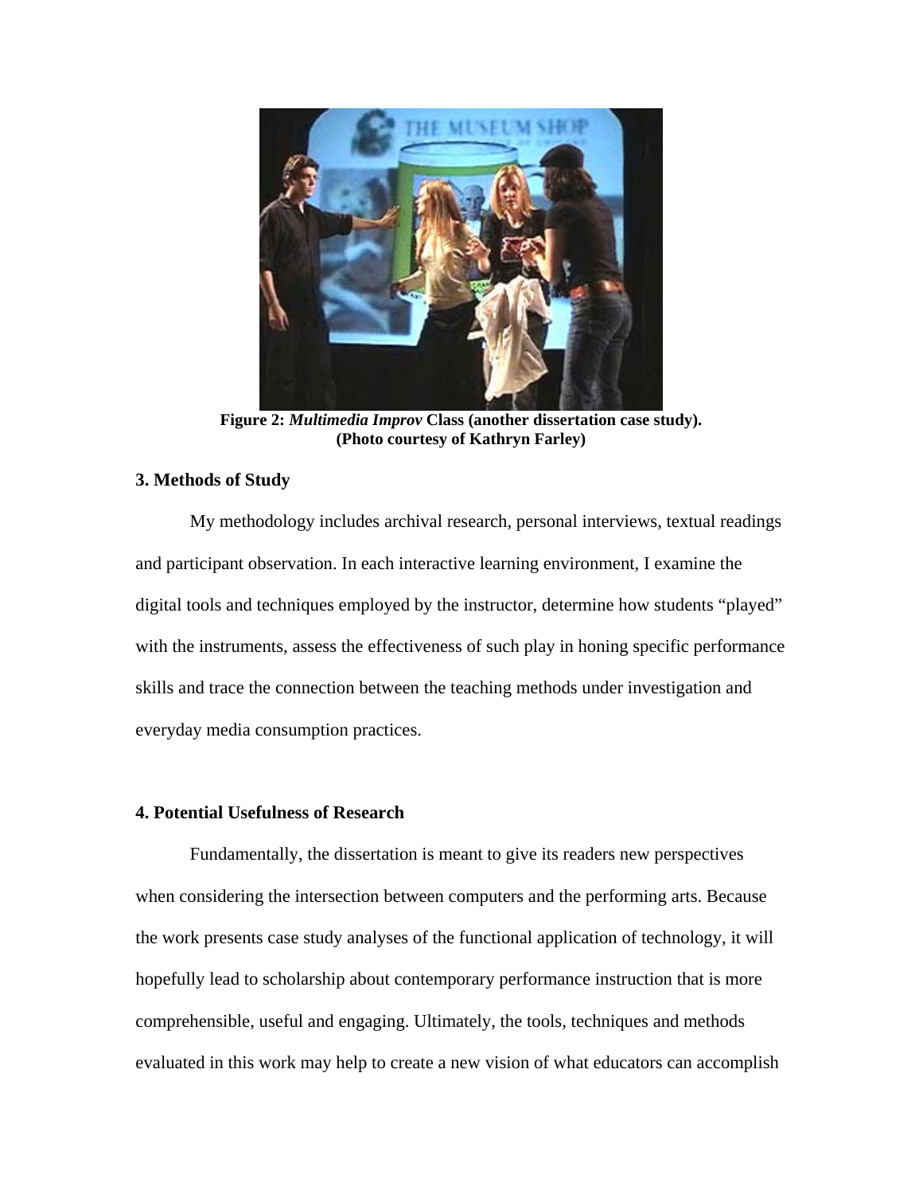**Figure 2:** ***Multimedia Improv*** **Class (another dissertation case study). (Photo courtesy of Kathryn Farley)**

### 3. Methods of Study

My methodology includes archival research, personal interviews, textual readings and participant observation. In each interactive learning environment, I examine the digital tools and techniques employed by the instructor, determine how students "played" with the instruments, assess the effectiveness of such play in honing specific performance skills and trace the connection between the teaching methods under investigation and everyday media consumption practices.

### 4. Potential Usefulness of Research

Fundamentally, the dissertation is meant to give its readers new perspectives when considering the intersection between computers and the performing arts. Because the work presents case study analyses of the functional application of technology, it will hopefully lead to scholarship about contemporary performance instruction that is more comprehensible, useful and engaging. Ultimately, the tools, techniques and methods evaluated in this work may help to create a new vision of what educators can accomplish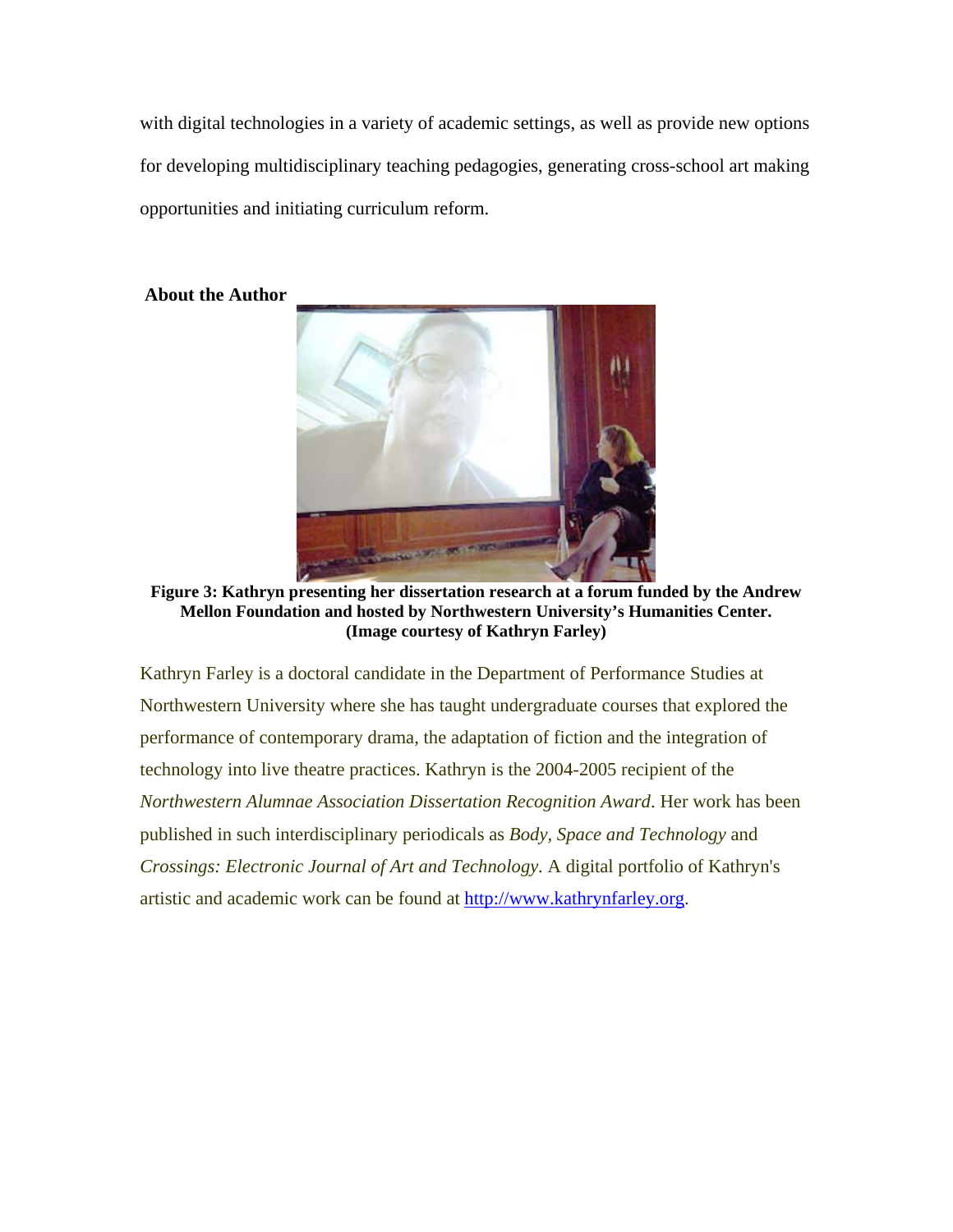with digital technologies in a variety of academic settings, as well as provide new options for developing multidisciplinary teaching pedagogies, generating cross-school art making opportunities and initiating curriculum reform.

**About the Author**

**Figure 3: Kathryn presenting her dissertation research at a forum funded by the Andrew Mellon Foundation and hosted by Northwestern University's Humanities Center. (Image courtesy of Kathryn Farley)**

Kathryn Farley is a doctoral candidate in the Department of Performance Studies at Northwestern University where she has taught undergraduate courses that explored the performance of contemporary drama, the adaptation of fiction and the integration of technology into live theatre practices. Kathryn is the 2004-2005 recipient of the *Northwestern Alumnae Association Dissertation Recognition Award*. Her work has been published in such interdisciplinary periodicals as *Body, Space and Technology* and *Crossings: Electronic Journal of Art and Technology*. A digital portfolio of Kathryn's artistic and academic work can be found at http://www.kathrynfarley.org.